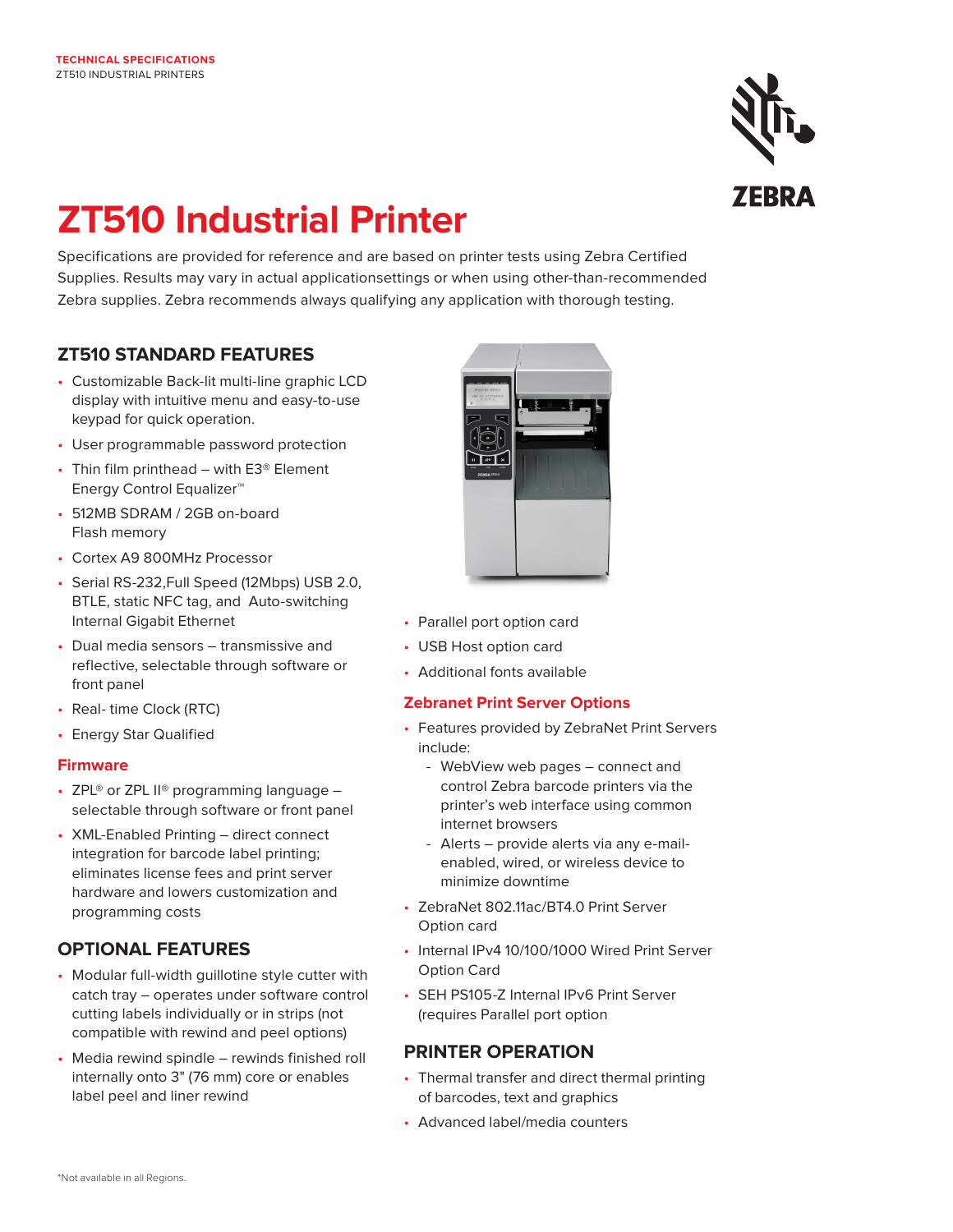TECHNICAL SPECIFICATIONS
ZT510 INDUSTRIAL PRINTERS

# ZT510 Industrial Printer

Specifications are provided for reference and are based on printer tests using Zebra Certified Supplies. Results may vary in actual applicationsettings or when using other-than-recommended Zebra supplies. Zebra recommends always qualifying any application with thorough testing.

## ZT510 STANDARD FEATURES

- Customizable Back-lit multi-line graphic LCD display with intuitive menu and easy-to-use keypad for quick operation.
- User programmable password protection
- Thin film printhead – with E3® Element Energy Control Equalizer™
- 512MB SDRAM / 2GB on-board Flash memory
- Cortex A9 800MHz Processor
- Serial RS-232,Full Speed (12Mbps) USB 2.0, BTLE, static NFC tag, and Auto-switching Internal Gigabit Ethernet
- Dual media sensors – transmissive and reflective, selectable through software or front panel
- Real- time Clock (RTC)
- Energy Star Qualified

### Firmware

- ZPL® or ZPL II® programming language – selectable through software or front panel
- XML-Enabled Printing – direct connect integration for barcode label printing; eliminates license fees and print server hardware and lowers customization and programming costs

## OPTIONAL FEATURES

- Modular full-width guillotine style cutter with catch tray – operates under software control cutting labels individually or in strips (not compatible with rewind and peel options)
- Media rewind spindle – rewinds finished roll internally onto 3" (76 mm) core or enables label peel and liner rewind
- Parallel port option card
- USB Host option card
- Additional fonts available

### Zebranet Print Server Options

- Features provided by ZebraNet Print Servers include:
  - WebView web pages – connect and control Zebra barcode printers via the printer's web interface using common internet browsers
  - Alerts – provide alerts via any e-mail-enabled, wired, or wireless device to minimize downtime
- ZebraNet 802.11ac/BT4.0 Print Server Option card
- Internal IPv4 10/100/1000 Wired Print Server Option Card
- SEH PS105-Z Internal IPv6 Print Server (requires Parallel port option

## PRINTER OPERATION

- Thermal transfer and direct thermal printing of barcodes, text and graphics
- Advanced label/media counters

*Not available in all Regions.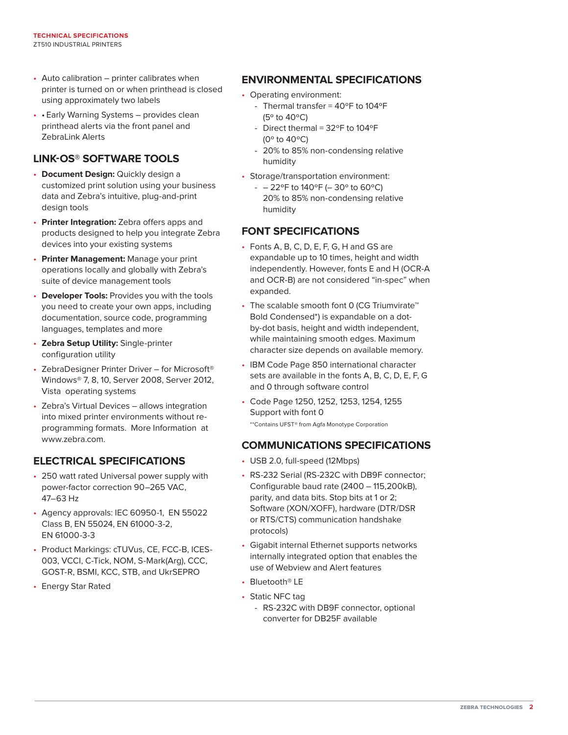- Auto calibration – printer calibrates when printer is turned on or when printhead is closed using approximately two labels
- • Early Warning Systems – provides clean printhead alerts via the front panel and ZebraLink Alerts

## LINK-OS® SOFTWARE TOOLS

- **Document Design:** Quickly design a customized print solution using your business data and Zebra's intuitive, plug-and-print design tools
- **Printer Integration:** Zebra offers apps and products designed to help you integrate Zebra devices into your existing systems
- **Printer Management:** Manage your print operations locally and globally with Zebra's suite of device management tools
- **Developer Tools:** Provides you with the tools you need to create your own apps, including documentation, source code, programming languages, templates and more
- **Zebra Setup Utility:** Single-printer configuration utility
- ZebraDesigner Printer Driver – for Microsoft® Windows® 7, 8, 10, Server 2008, Server 2012, Vista operating systems
- Zebra's Virtual Devices – allows integration into mixed printer environments without re-programming formats. More Information at www.zebra.com.

## ELECTRICAL SPECIFICATIONS

- 250 watt rated Universal power supply with power-factor correction 90–265 VAC, 47–63 Hz
- Agency approvals: IEC 60950-1, EN 55022 Class B, EN 55024, EN 61000-3-2, EN 61000-3-3
- Product Markings: cTUVus, CE, FCC-B, ICES-003, VCCI, C-Tick, NOM, S-Mark(Arg), CCC, GOST-R, BSMI, KCC, STB, and UkrSEPRO
- Energy Star Rated

## ENVIRONMENTAL SPECIFICATIONS

- Operating environment:
  - Thermal transfer = 40ºF to 104ºF (5º to 40ºC)
  - Direct thermal = 32ºF to 104ºF (0º to 40ºC)
  - 20% to 85% non-condensing relative humidity
- Storage/transportation environment:
  - – 22ºF to 140ºF (– 30º to 60ºC) 20% to 85% non-condensing relative humidity

## FONT SPECIFICATIONS

- Fonts A, B, C, D, E, F, G, H and GS are expandable up to 10 times, height and width independently. However, fonts E and H (OCR-A and OCR-B) are not considered "in-spec" when expanded.
- The scalable smooth font 0 (CG Triumvirate™ Bold Condensed*) is expandable on a dot-by-dot basis, height and width independent, while maintaining smooth edges. Maximum character size depends on available memory.
- IBM Code Page 850 international character sets are available in the fonts A, B, C, D, E, F, G and 0 through software control
- Code Page 1250, 1252, 1253, 1254, 1255 Support with font 0

**Contains UFST® from Agfa Monotype Corporation

## COMMUNICATIONS SPECIFICATIONS

- USB 2.0, full-speed (12Mbps)
- RS-232 Serial (RS-232C with DB9F connector; Configurable baud rate (2400 – 115,200kB), parity, and data bits. Stop bits at 1 or 2; Software (XON/XOFF), hardware (DTR/DSR or RTS/CTS) communication handshake protocols)
- Gigabit internal Ethernet supports networks internally integrated option that enables the use of Webview and Alert features
- Bluetooth® LE
- Static NFC tag
  - RS-232C with DB9F connector, optional converter for DB25F available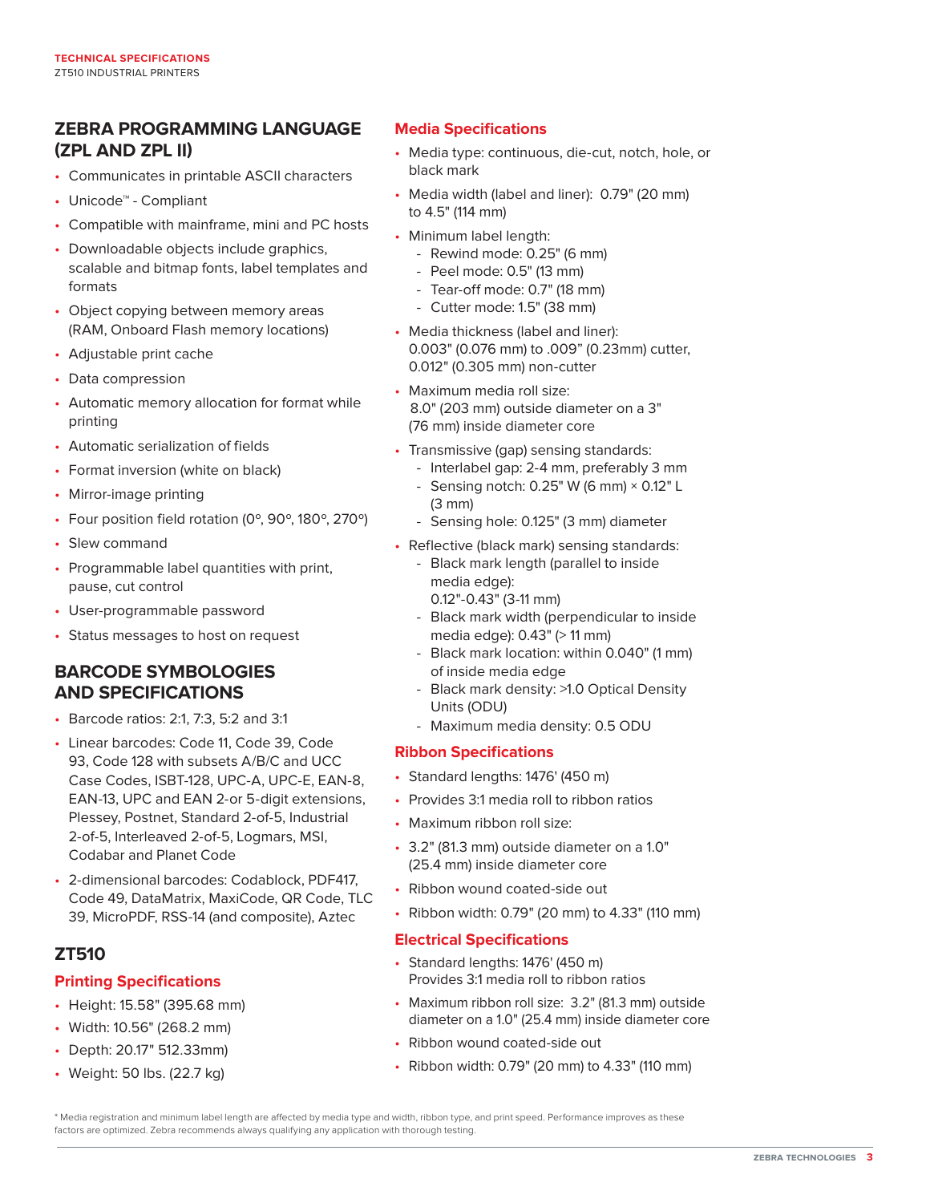## ZEBRA PROGRAMMING LANGUAGE (ZPL AND ZPL II)

- Communicates in printable ASCII characters
- Unicode™ - Compliant
- Compatible with mainframe, mini and PC hosts
- Downloadable objects include graphics, scalable and bitmap fonts, label templates and formats
- Object copying between memory areas (RAM, Onboard Flash memory locations)
- Adjustable print cache
- Data compression
- Automatic memory allocation for format while printing
- Automatic serialization of fields
- Format inversion (white on black)
- Mirror-image printing
- Four position field rotation (0º, 90º, 180º, 270º)
- Slew command
- Programmable label quantities with print, pause, cut control
- User-programmable password
- Status messages to host on request

## BARCODE SYMBOLOGIES AND SPECIFICATIONS

- Barcode ratios: 2:1, 7:3, 5:2 and 3:1
- Linear barcodes: Code 11, Code 39, Code 93, Code 128 with subsets A/B/C and UCC Case Codes, ISBT-128, UPC-A, UPC-E, EAN-8, EAN-13, UPC and EAN 2-or 5-digit extensions, Plessey, Postnet, Standard 2-of-5, Industrial 2-of-5, Interleaved 2-of-5, Logmars, MSI, Codabar and Planet Code
- 2-dimensional barcodes: Codablock, PDF417, Code 49, DataMatrix, MaxiCode, QR Code, TLC 39, MicroPDF, RSS-14 (and composite), Aztec

## ZT510

### Printing Specifications

- Height: 15.58" (395.68 mm)
- Width: 10.56" (268.2 mm)
- Depth: 20.17" 512.33mm)
- Weight: 50 lbs. (22.7 kg)

### Media Specifications

- Media type: continuous, die-cut, notch, hole, or black mark
- Media width (label and liner): 0.79" (20 mm) to 4.5" (114 mm)
- Minimum label length:
  - Rewind mode: 0.25" (6 mm)
  - Peel mode: 0.5" (13 mm)
  - Tear-off mode: 0.7" (18 mm)
  - Cutter mode: 1.5" (38 mm)
- Media thickness (label and liner): 0.003" (0.076 mm) to .009" (0.23mm) cutter, 0.012" (0.305 mm) non-cutter
- Maximum media roll size: 8.0" (203 mm) outside diameter on a 3" (76 mm) inside diameter core
- Transmissive (gap) sensing standards:
  - Interlabel gap: 2-4 mm, preferably 3 mm
  - Sensing notch: 0.25" W (6 mm) × 0.12" L (3 mm)
  - Sensing hole: 0.125" (3 mm) diameter
- Reflective (black mark) sensing standards:
  - Black mark length (parallel to inside media edge): 0.12"-0.43" (3-11 mm)
  - Black mark width (perpendicular to inside media edge): 0.43" (> 11 mm)
  - Black mark location: within 0.040" (1 mm) of inside media edge
  - Black mark density: >1.0 Optical Density Units (ODU)
  - Maximum media density: 0.5 ODU

### Ribbon Specifications

- Standard lengths: 1476' (450 m)
- Provides 3:1 media roll to ribbon ratios
- Maximum ribbon roll size:
- 3.2" (81.3 mm) outside diameter on a 1.0" (25.4 mm) inside diameter core
- Ribbon wound coated-side out
- Ribbon width: 0.79" (20 mm) to 4.33" (110 mm)

### Electrical Specifications

- Standard lengths: 1476' (450 m) Provides 3:1 media roll to ribbon ratios
- Maximum ribbon roll size: 3.2" (81.3 mm) outside diameter on a 1.0" (25.4 mm) inside diameter core
- Ribbon wound coated-side out
- Ribbon width: 0.79" (20 mm) to 4.33" (110 mm)

* Media registration and minimum label length are affected by media type and width, ribbon type, and print speed. Performance improves as these factors are optimized. Zebra recommends always qualifying any application with thorough testing.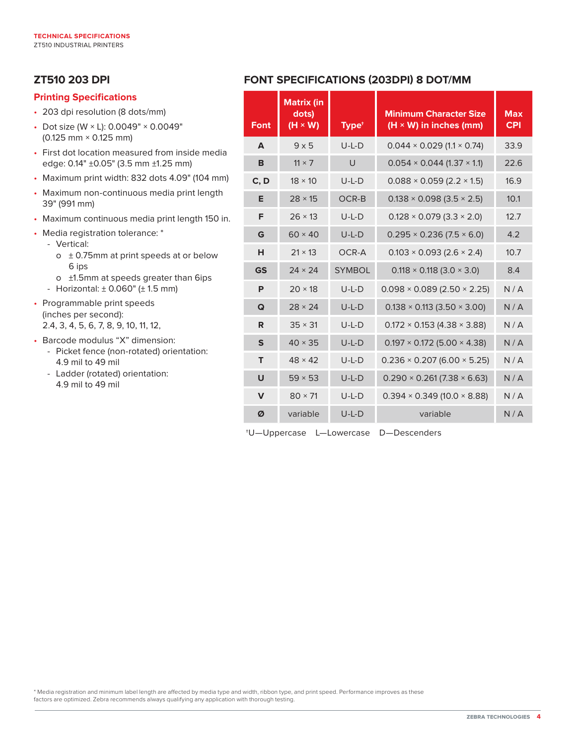## ZT510 203 DPI

### Printing Specifications

- 203 dpi resolution (8 dots/mm)
- Dot size (W × L): 0.0049" × 0.0049" (0.125 mm × 0.125 mm)
- First dot location measured from inside media edge: 0.14" ±0.05" (3.5 mm ±1.25 mm)
- Maximum print width: 832 dots 4.09" (104 mm)
- Maximum non-continuous media print length 39" (991 mm)
- Maximum continuous media print length 150 in.
- Media registration tolerance: *
  - Vertical:
    - ± 0.75mm at print speeds at or below 6 ips
    - ±1.5mm at speeds greater than 6ips
  - Horizontal: ± 0.060" (± 1.5 mm)
- Programmable print speeds (inches per second): 2.4, 3, 4, 5, 6, 7, 8, 9, 10, 11, 12,
- Barcode modulus “X” dimension:
  - Picket fence (non-rotated) orientation: 4.9 mil to 49 mil
  - Ladder (rotated) orientation: 4.9 mil to 49 mil

## FONT SPECIFICATIONS (203DPI) 8 DOT/MM

| Font | Matrix (in dots) (H × W) | Type† | Minimum Character Size (H × W) in inches (mm) | Max CPI |
|---|---|---|---|---|
| A | 9 x 5 | U-L-D | 0.044 × 0.029 (1.1 × 0.74) | 33.9 |
| B | 11 × 7 | U | 0.054 × 0.044 (1.37 × 1.1) | 22.6 |
| C, D | 18 × 10 | U-L-D | 0.088 × 0.059 (2.2 × 1.5) | 16.9 |
| E | 28 × 15 | OCR-B | 0.138 × 0.098 (3.5 × 2.5) | 10.1 |
| F | 26 × 13 | U-L-D | 0.128 × 0.079 (3.3 × 2.0) | 12.7 |
| G | 60 × 40 | U-L-D | 0.295 × 0.236 (7.5 × 6.0) | 4.2 |
| H | 21 × 13 | OCR-A | 0.103 × 0.093 (2.6 × 2.4) | 10.7 |
| GS | 24 × 24 | SYMBOL | 0.118 × 0.118 (3.0 × 3.0) | 8.4 |
| P | 20 × 18 | U-L-D | 0.098 × 0.089 (2.50 × 2.25) | N / A |
| Q | 28 × 24 | U-L-D | 0.138 × 0.113 (3.50 × 3.00) | N / A |
| R | 35 × 31 | U-L-D | 0.172 × 0.153 (4.38 × 3.88) | N / A |
| S | 40 × 35 | U-L-D | 0.197 × 0.172 (5.00 × 4.38) | N / A |
| T | 48 × 42 | U-L-D | 0.236 × 0.207 (6.00 × 5.25) | N / A |
| U | 59 × 53 | U-L-D | 0.290 × 0.261 (7.38 × 6.63) | N / A |
| V | 80 × 71 | U-L-D | 0.394 × 0.349 (10.0 × 8.88) | N / A |
| Ø | variable | U-L-D | variable | N / A |

†U—Uppercase L—Lowercase D—Descenders

* Media registration and minimum label length are affected by media type and width, ribbon type, and print speed. Performance improves as these factors are optimized. Zebra recommends always qualifying any application with thorough testing.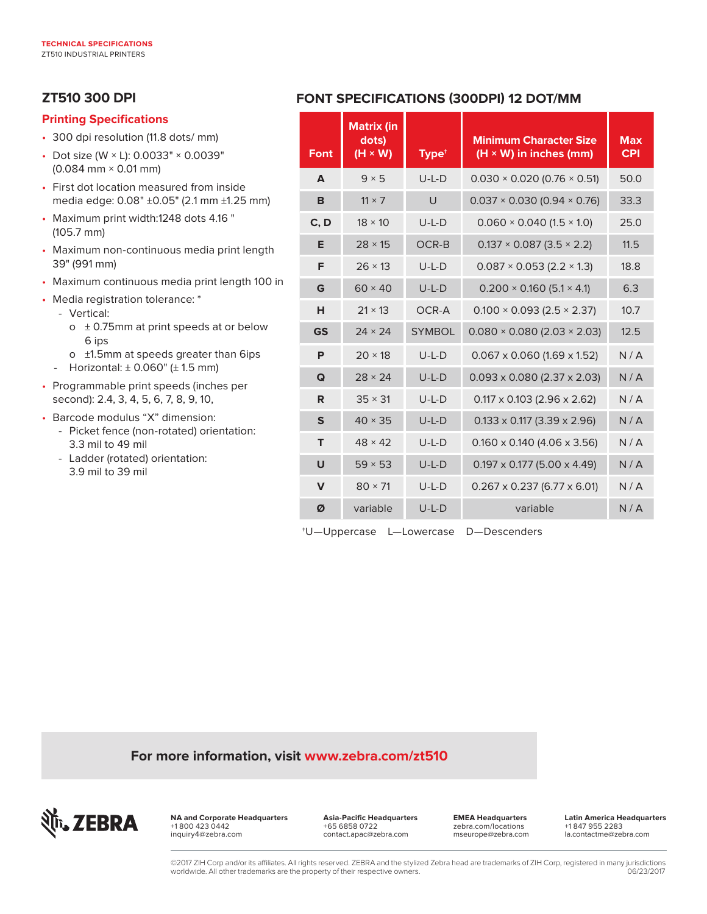## ZT510 300 DPI

### Printing Specifications

- 300 dpi resolution (11.8 dots/ mm)
- Dot size (W × L): 0.0033" × 0.0039" (0.084 mm × 0.01 mm)
- First dot location measured from inside media edge: 0.08" ±0.05" (2.1 mm ±1.25 mm)
- Maximum print width:1248 dots 4.16 " (105.7 mm)
- Maximum non-continuous media print length 39" (991 mm)
- Maximum continuous media print length 100 in
- Media registration tolerance: *
  - Vertical:
    - ± 0.75mm at print speeds at or below 6 ips
    - ±1.5mm at speeds greater than 6ips
  - Horizontal: ± 0.060" (± 1.5 mm)
- Programmable print speeds (inches per second): 2.4, 3, 4, 5, 6, 7, 8, 9, 10,
- Barcode modulus “X” dimension:
  - Picket fence (non-rotated) orientation: 3.3 mil to 49 mil
  - Ladder (rotated) orientation: 3.9 mil to 39 mil

## FONT SPECIFICATIONS (300DPI) 12 DOT/MM

| Font | Matrix (in dots) (H × W) | Type† | Minimum Character Size (H × W) in inches (mm) | Max CPI |
|---|---|---|---|---|
| A | 9 × 5 | U-L-D | 0.030 × 0.020 (0.76 × 0.51) | 50.0 |
| B | 11 × 7 | U | 0.037 × 0.030 (0.94 × 0.76) | 33.3 |
| C, D | 18 × 10 | U-L-D | 0.060 × 0.040 (1.5 × 1.0) | 25.0 |
| E | 28 × 15 | OCR-B | 0.137 × 0.087 (3.5 × 2.2) | 11.5 |
| F | 26 × 13 | U-L-D | 0.087 × 0.053 (2.2 × 1.3) | 18.8 |
| G | 60 × 40 | U-L-D | 0.200 × 0.160 (5.1 × 4.1) | 6.3 |
| H | 21 × 13 | OCR-A | 0.100 × 0.093 (2.5 × 2.37) | 10.7 |
| GS | 24 × 24 | SYMBOL | 0.080 × 0.080 (2.03 × 2.03) | 12.5 |
| P | 20 × 18 | U-L-D | 0.067 x 0.060 (1.69 x 1.52) | N / A |
| Q | 28 × 24 | U-L-D | 0.093 x 0.080 (2.37 x 2.03) | N / A |
| R | 35 × 31 | U-L-D | 0.117 x 0.103 (2.96 x 2.62) | N / A |
| S | 40 × 35 | U-L-D | 0.133 x 0.117 (3.39 x 2.96) | N / A |
| T | 48 × 42 | U-L-D | 0.160 x 0.140 (4.06 x 3.56) | N / A |
| U | 59 × 53 | U-L-D | 0.197 x 0.177 (5.00 x 4.49) | N / A |
| V | 80 × 71 | U-L-D | 0.267 x 0.237 (6.77 x 6.01) | N / A |
| Ø | variable | U-L-D | variable | N / A |

†U—Uppercase L—Lowercase D—Descenders

**For more information, visit www.zebra.com/zt510**

ZEBRA

**NA and Corporate Headquarters**
+1 800 423 0442
inquiry4@zebra.com

**Asia-Pacific Headquarters**
+65 6858 0722
contact.apac@zebra.com

**EMEA Headquarters**
zebra.com/locations
mseurope@zebra.com

**Latin America Headquarters**
+1 847 955 2283
la.contactme@zebra.com

©2017 ZIH Corp and/or its affiliates. All rights reserved. ZEBRA and the stylized Zebra head are trademarks of ZIH Corp, registered in many jurisdictions worldwide. All other trademarks are the property of their respective owners. 06/23/2017